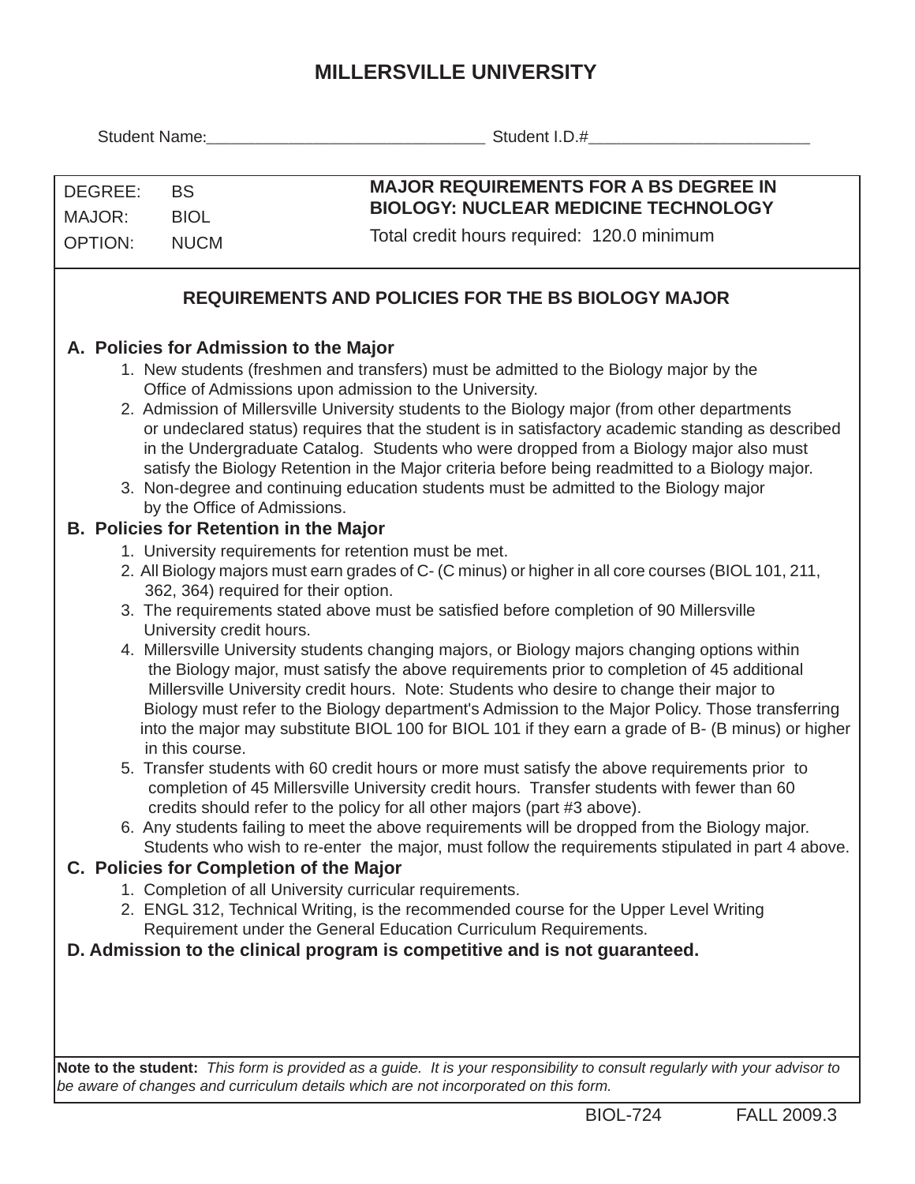# MILLERSVILLE UNIVERSITY

Student Name:_______________________________ Student I.D.#_________________________

| | | |
|---|---|---|
| DEGREE: | BS | **MAJOR REQUIREMENTS FOR A BS DEGREE IN BIOLOGY: NUCLEAR MEDICINE TECHNOLOGY** |
| MAJOR: | BIOL | Total credit hours required: 120.0 minimum |
| OPTION: | NUCM | |

## REQUIREMENTS AND POLICIES FOR THE BS BIOLOGY MAJOR

### A. Policies for Admission to the Major

1. New students (freshmen and transfers) must be admitted to the Biology major by the Office of Admissions upon admission to the University.
2. Admission of Millersville University students to the Biology major (from other departments or undeclared status) requires that the student is in satisfactory academic standing as described in the Undergraduate Catalog. Students who were dropped from a Biology major also must satisfy the Biology Retention in the Major criteria before being readmitted to a Biology major.
3. Non-degree and continuing education students must be admitted to the Biology major by the Office of Admissions.

### B. Policies for Retention in the Major

1. University requirements for retention must be met.
2. All Biology majors must earn grades of C- (C minus) or higher in all core courses (BIOL 101, 211, 362, 364) required for their option.
3. The requirements stated above must be satisfied before completion of 90 Millersville University credit hours.
4. Millersville University students changing majors, or Biology majors changing options within the Biology major, must satisfy the above requirements prior to completion of 45 additional Millersville University credit hours. Note: Students who desire to change their major to Biology must refer to the Biology department's Admission to the Major Policy. Those transferring into the major may substitute BIOL 100 for BIOL 101 if they earn a grade of B- (B minus) or higher in this course.
5. Transfer students with 60 credit hours or more must satisfy the above requirements prior to completion of 45 Millersville University credit hours. Transfer students with fewer than 60 credits should refer to the policy for all other majors (part #3 above).
6. Any students failing to meet the above requirements will be dropped from the Biology major. Students who wish to re-enter the major, must follow the requirements stipulated in part 4 above.

### C. Policies for Completion of the Major

1. Completion of all University curricular requirements.
2. ENGL 312, Technical Writing, is the recommended course for the Upper Level Writing Requirement under the General Education Curriculum Requirements.

### D. Admission to the clinical program is competitive and is not guaranteed.

**Note to the student:** *This form is provided as a guide. It is your responsibility to consult regularly with your advisor to be aware of changes and curriculum details which are not incorporated on this form.*

BIOL-724 FALL 2009.3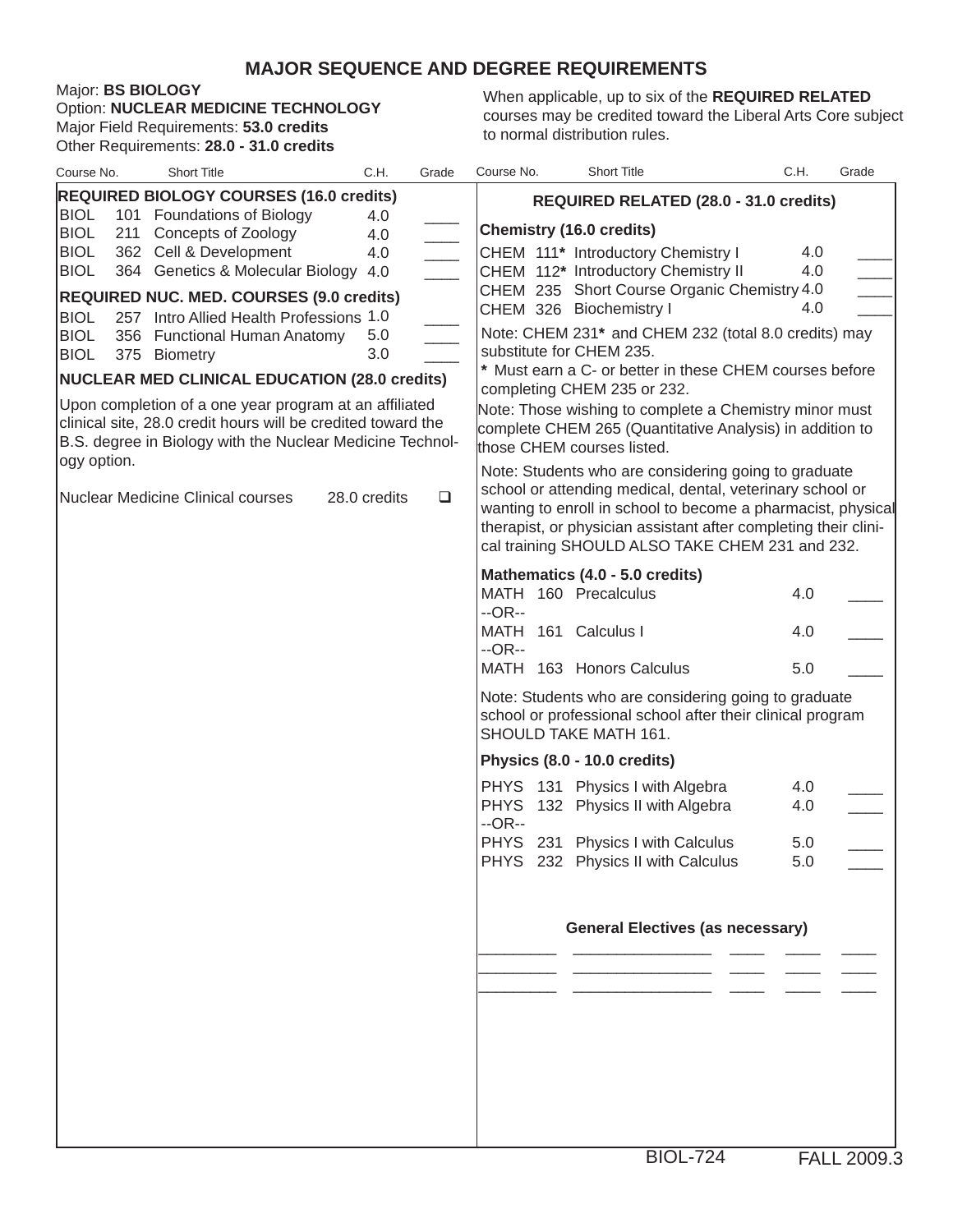# MAJOR SEQUENCE AND DEGREE REQUIREMENTS

Major: **BS BIOLOGY**
Option: **NUCLEAR MEDICINE TECHNOLOGY**
Major Field Requirements: **53.0 credits**
Other Requirements: **28.0 - 31.0 credits**

When applicable, up to six of the **REQUIRED RELATED** courses may be credited toward the Liberal Arts Core subject to normal distribution rules.

| Course No. | | Short Title | C.H. | Grade |
|---|---|---|---|---|
| **REQUIRED BIOLOGY COURSES (16.0 credits)** | | | | |
| BIOL | 101 | Foundations of Biology | 4.0 | ____ |
| BIOL | 211 | Concepts of Zoology | 4.0 | ____ |
| BIOL | 362 | Cell & Development | 4.0 | ____ |
| BIOL | 364 | Genetics & Molecular Biology | 4.0 | ____ |
| **REQUIRED NUC. MED. COURSES (9.0 credits)** | | | | |
| BIOL | 257 | Intro Allied Health Professions | 1.0 | ____ |
| BIOL | 356 | Functional Human Anatomy | 5.0 | ____ |
| BIOL | 375 | Biometry | 3.0 | ____ |

**NUCLEAR MED CLINICAL EDUCATION (28.0 credits)**

Upon completion of a one year program at an affiliated clinical site, 28.0 credit hours will be credited toward the B.S. degree in Biology with the Nuclear Medicine Technology option.

Nuclear Medicine Clinical courses 28.0 credits ❑

## REQUIRED RELATED (28.0 - 31.0 credits)

**Chemistry (16.0 credits)**

| Course No. | | Short Title | C.H. | Grade |
|---|---|---|---|---|
| CHEM | 111* | Introductory Chemistry I | 4.0 | ____ |
| CHEM | 112* | Introductory Chemistry II | 4.0 | ____ |
| CHEM | 235 | Short Course Organic Chemistry | 4.0 | ____ |
| CHEM | 326 | Biochemistry I | 4.0 | ____ |

Note: CHEM 231* and CHEM 232 (total 8.0 credits) may substitute for CHEM 235.

\* Must earn a C- or better in these CHEM courses before completing CHEM 235 or 232.

Note: Those wishing to complete a Chemistry minor must complete CHEM 265 (Quantitative Analysis) in addition to those CHEM courses listed.

Note: Students who are considering going to graduate school or attending medical, dental, veterinary school or wanting to enroll in school to become a pharmacist, physical therapist, or physician assistant after completing their clinical training SHOULD ALSO TAKE CHEM 231 and 232.

**Mathematics (4.0 - 5.0 credits)**

| Course No. | | Short Title | C.H. | Grade |
|---|---|---|---|---|
| MATH | 160 | Precalculus | 4.0 | ____ |
| --OR-- | | | | |
| MATH | 161 | Calculus I | 4.0 | ____ |
| --OR-- | | | | |
| MATH | 163 | Honors Calculus | 5.0 | ____ |

Note: Students who are considering going to graduate school or professional school after their clinical program SHOULD TAKE MATH 161.

**Physics (8.0 - 10.0 credits)**

| Course No. | | Short Title | C.H. | Grade |
|---|---|---|---|---|
| PHYS | 131 | Physics I with Algebra | 4.0 | ____ |
| PHYS | 132 | Physics II with Algebra | 4.0 | ____ |
| --OR-- | | | | |
| PHYS | 231 | Physics I with Calculus | 5.0 | ____ |
| PHYS | 232 | Physics II with Calculus | 5.0 | ____ |

**General Electives (as necessary)**

| | | | | |
|---|---|---|---|---|
| ________ | ______________ | ____ | ____ | ____ |
| ________ | ______________ | ____ | ____ | ____ |
| ________ | ______________ | ____ | ____ | ____ |

BIOL-724 FALL 2009.3